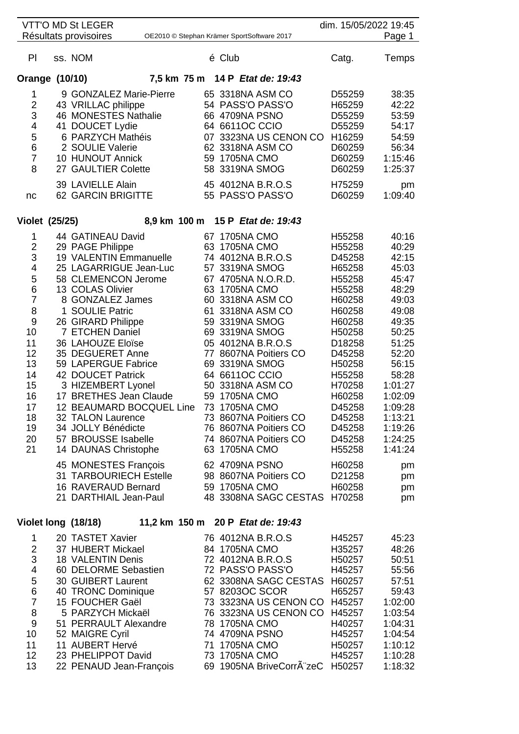VTT'O MD St LEGER
Résultats provisoires — OE2010 © Stephan Krämer SportSoftware 2017 — dim. 15/05/2022 19:45

| Pl | ss. | NOM | é | Club | Catg. | Temps |
|---|---|---|---|---|---|---|

## Orange (10/10) — 7,5 km 75 m 14 P *Etat de: 19:43*

| Pl | ss. | NOM | é | Club | Catg. | Temps |
|---|---|---|---|---|---|---|
| 1 | 9 | GONZALEZ Marie-Pierre | 65 | 3318NA ASM CO | D55259 | 38:35 |
| 2 | 43 | VRILLAC philippe | 54 | PASS'O PASS'O | H65259 | 42:22 |
| 3 | 46 | MONESTES Nathalie | 66 | 4709NA PSNO | D55259 | 53:59 |
| 4 | 41 | DOUCET Lydie | 64 | 6611OC CCIO | D55259 | 54:17 |
| 5 | 6 | PARZYCH Mathéis | 07 | 3323NA US CENON CO | H16259 | 54:59 |
| 6 | 2 | SOULIE Valerie | 62 | 3318NA ASM CO | D60259 | 56:34 |
| 7 | 10 | HUNOUT Annick | 59 | 1705NA CMO | D60259 | 1:15:46 |
| 8 | 27 | GAULTIER Colette | 58 | 3319NA SMOG | D60259 | 1:25:37 |
| | 39 | LAVIELLE Alain | 45 | 4012NA B.R.O.S | H75259 | pm |
| nc | 62 | GARCIN BRIGITTE | 55 | PASS'O PASS'O | D60259 | 1:09:40 |

## Violet (25/25) — 8,9 km 100 m 15 P *Etat de: 19:43*

| Pl | ss. | NOM | é | Club | Catg. | Temps |
|---|---|---|---|---|---|---|
| 1 | 44 | GATINEAU David | 67 | 1705NA CMO | H55258 | 40:16 |
| 2 | 29 | PAGE Philippe | 63 | 1705NA CMO | H55258 | 40:29 |
| 3 | 19 | VALENTIN Emmanuelle | 74 | 4012NA B.R.O.S | D45258 | 42:15 |
| 4 | 25 | LAGARRIGUE Jean-Luc | 57 | 3319NA SMOG | H65258 | 45:03 |
| 5 | 58 | CLEMENCON Jerome | 67 | 4705NA N.O.R.D. | H55258 | 45:47 |
| 6 | 13 | COLAS Olivier | 63 | 1705NA CMO | H55258 | 48:29 |
| 7 | 8 | GONZALEZ James | 60 | 3318NA ASM CO | H60258 | 49:03 |
| 8 | 1 | SOULIE Patric | 61 | 3318NA ASM CO | H60258 | 49:08 |
| 9 | 26 | GIRARD Philippe | 59 | 3319NA SMOG | H60258 | 49:35 |
| 10 | 7 | ETCHEN Daniel | 69 | 3319NA SMOG | H50258 | 50:25 |
| 11 | 36 | LAHOUZE Eloïse | 05 | 4012NA B.R.O.S | D18258 | 51:25 |
| 12 | 35 | DEGUERET Anne | 77 | 8607NA Poitiers CO | D45258 | 52:20 |
| 13 | 59 | LAPERGUE Fabrice | 69 | 3319NA SMOG | H50258 | 56:15 |
| 14 | 42 | DOUCET Patrick | 64 | 6611OC CCIO | H55258 | 58:28 |
| 15 | 3 | HIZEMBERT Lyonel | 50 | 3318NA ASM CO | H70258 | 1:01:27 |
| 16 | 17 | BRETHES Jean Claude | 59 | 1705NA CMO | H60258 | 1:02:09 |
| 17 | 12 | BEAUMARD BOCQUEL Line | 73 | 1705NA CMO | D45258 | 1:09:28 |
| 18 | 32 | TALON Laurence | 73 | 8607NA Poitiers CO | D45258 | 1:13:21 |
| 19 | 34 | JOLLY Bénédicte | 76 | 8607NA Poitiers CO | D45258 | 1:19:26 |
| 20 | 57 | BROUSSE Isabelle | 74 | 8607NA Poitiers CO | D45258 | 1:24:25 |
| 21 | 14 | DAUNAS Christophe | 63 | 1705NA CMO | H55258 | 1:41:24 |
| | 45 | MONESTES François | 62 | 4709NA PSNO | H60258 | pm |
| | 31 | TARBOURIECH Estelle | 98 | 8607NA Poitiers CO | D21258 | pm |
| | 16 | RAVERAUD Bernard | 59 | 1705NA CMO | H60258 | pm |
| | 21 | DARTHIAIL Jean-Paul | 48 | 3308NA SAGC CESTAS | H70258 | pm |

## Violet long (18/18) — 11,2 km 150 m 20 P *Etat de: 19:43*

| Pl | ss. | NOM | é | Club | Catg. | Temps |
|---|---|---|---|---|---|---|
| 1 | 20 | TASTET Xavier | 76 | 4012NA B.R.O.S | H45257 | 45:23 |
| 2 | 37 | HUBERT Mickael | 84 | 1705NA CMO | H35257 | 48:26 |
| 3 | 18 | VALENTIN Denis | 72 | 4012NA B.R.O.S | H50257 | 50:51 |
| 4 | 60 | DELORME Sebastien | 72 | PASS'O PASS'O | H45257 | 55:56 |
| 5 | 30 | GUIBERT Laurent | 62 | 3308NA SAGC CESTAS | H60257 | 57:51 |
| 6 | 40 | TRONC Dominique | 57 | 8203OC SCOR | H65257 | 59:43 |
| 7 | 15 | FOUCHER Gaël | 73 | 3323NA US CENON CO | H45257 | 1:02:00 |
| 8 | 5 | PARZYCH Mickaël | 76 | 3323NA US CENON CO | H45257 | 1:03:54 |
| 9 | 51 | PERRAULT Alexandre | 78 | 1705NA CMO | H40257 | 1:04:31 |
| 10 | 52 | MAIGRE Cyril | 74 | 4709NA PSNO | H45257 | 1:04:54 |
| 11 | 11 | AUBERT Hervé | 71 | 1705NA CMO | H50257 | 1:10:12 |
| 12 | 23 | PHELIPPOT David | 73 | 1705NA CMO | H45257 | 1:10:28 |
| 13 | 22 | PENAUD Jean-François | 69 | 1905NA BriveCorrÃ¨zeC | H50257 | 1:18:32 |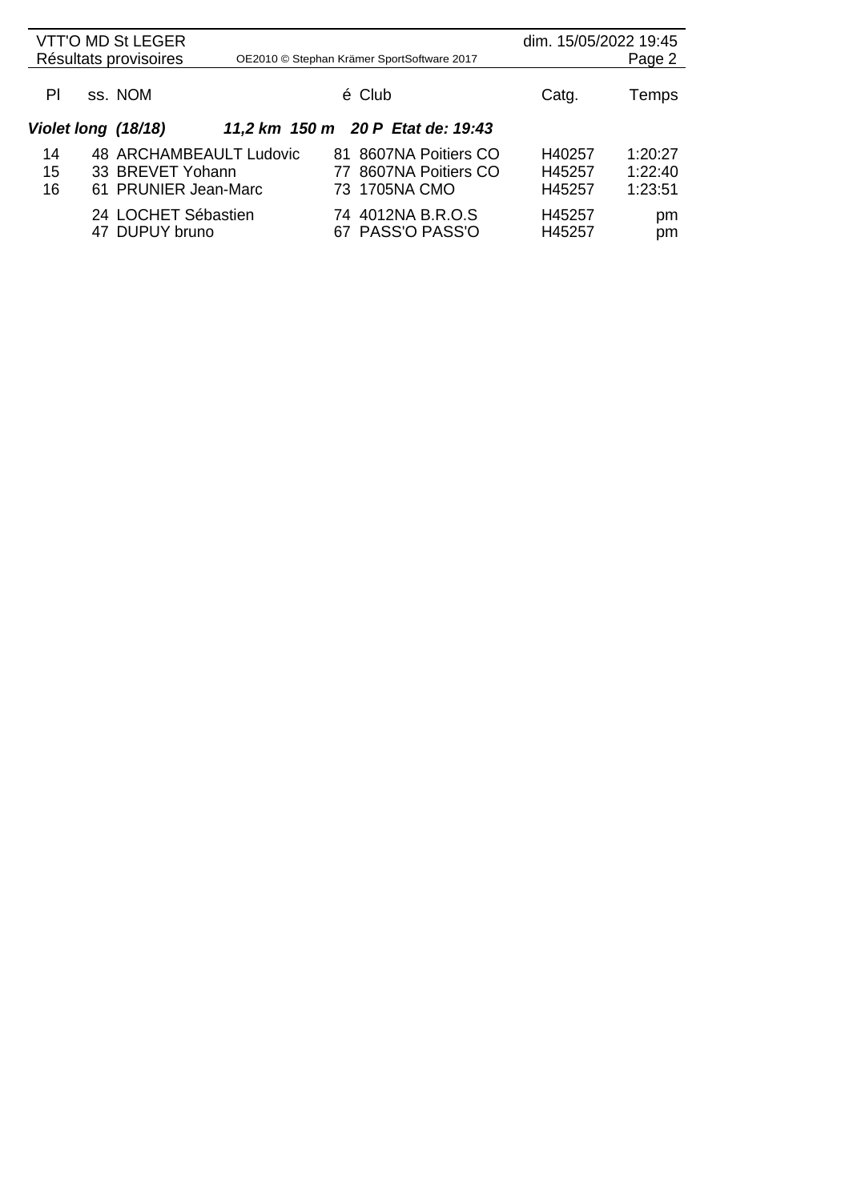| Pl | ss. | NOM | é | Club | Catg. | Temps |
|---|---|---|---|---|---|---|
| ***Violet long (18/18)*** | | | | ***11,2 km 150 m 20 P Etat de: 19:43*** | | |
| 14 | 48 | ARCHAMBEAULT Ludovic | 81 | 8607NA Poitiers CO | H40257 | 1:20:27 |
| 15 | 33 | BREVET Yohann | 77 | 8607NA Poitiers CO | H45257 | 1:22:40 |
| 16 | 61 | PRUNIER Jean-Marc | 73 | 1705NA CMO | H45257 | 1:23:51 |
| | 24 | LOCHET Sébastien | 74 | 4012NA B.R.O.S | H45257 | pm |
| | 47 | DUPUY bruno | 67 | PASS'O PASS'O | H45257 | pm |